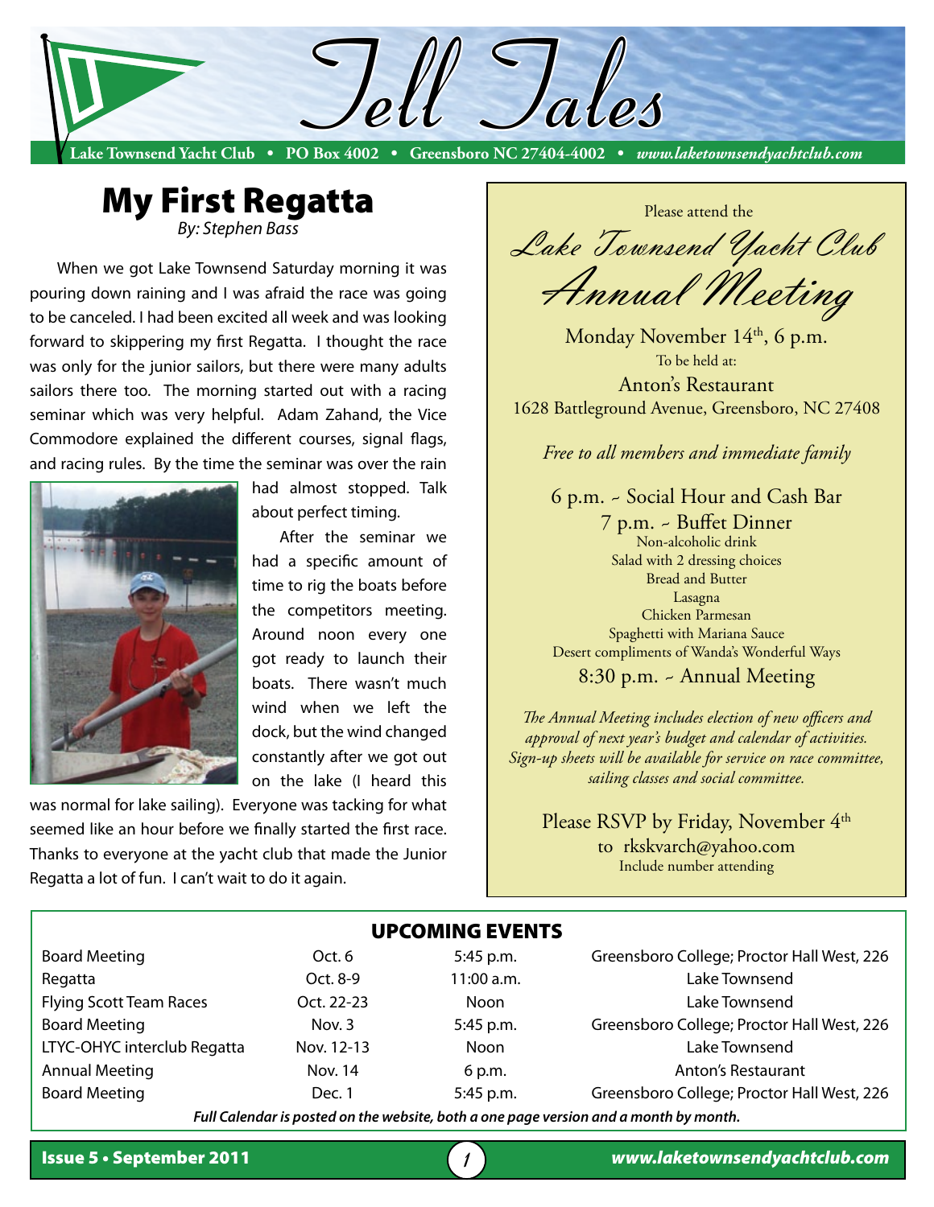# Tell Tales

**Lake Townsend Yacht Club • PO Box 4002 • Greensboro NC 27404-4002 •** ***www.laketownsendyachtclub.com***

## My First Regatta

*By: Stephen Bass*

When we got Lake Townsend Saturday morning it was pouring down raining and I was afraid the race was going to be canceled. I had been excited all week and was looking forward to skippering my first Regatta. I thought the race was only for the junior sailors, but there were many adults sailors there too. The morning started out with a racing seminar which was very helpful. Adam Zahand, the Vice Commodore explained the different courses, signal flags, and racing rules. By the time the seminar was over the rain had almost stopped. Talk about perfect timing.

After the seminar we had a specific amount of time to rig the boats before the competitors meeting. Around noon every one got ready to launch their boats. There wasn't much wind when we left the dock, but the wind changed constantly after we got out on the lake (I heard this was normal for lake sailing). Everyone was tacking for what seemed like an hour before we finally started the first race. Thanks to everyone at the yacht club that made the Junior Regatta a lot of fun. I can't wait to do it again.

---

Please attend the

***Lake Townsend Yacht Club***
***Annual Meeting***

Monday November 14th, 6 p.m.
To be held at:
Anton's Restaurant
1628 Battleground Avenue, Greensboro, NC 27408

*Free to all members and immediate family*

6 p.m. ~ Social Hour and Cash Bar
7 p.m. ~ Buffet Dinner
Non-alcoholic drink
Salad with 2 dressing choices
Bread and Butter
Lasagna
Chicken Parmesan
Spaghetti with Mariana Sauce
Desert compliments of Wanda's Wonderful Ways
8:30 p.m. ~ Annual Meeting

*The Annual Meeting includes election of new officers and approval of next year's budget and calendar of activities. Sign-up sheets will be available for service on race committee, sailing classes and social committee.*

Please RSVP by Friday, November 4th
to rkskvarch@yahoo.com
Include number attending

---

## UPCOMING EVENTS

| Event | Date | Time | Location |
|---|---|---|---|
| Board Meeting | Oct. 6 | 5:45 p.m. | Greensboro College; Proctor Hall West, 226 |
| Regatta | Oct. 8-9 | 11:00 a.m. | Lake Townsend |
| Flying Scott Team Races | Oct. 22-23 | Noon | Lake Townsend |
| Board Meeting | Nov. 3 | 5:45 p.m. | Greensboro College; Proctor Hall West, 226 |
| LTYC-OHYC interclub Regatta | Nov. 12-13 | Noon | Lake Townsend |
| Annual Meeting | Nov. 14 | 6 p.m. | Anton's Restaurant |
| Board Meeting | Dec. 1 | 5:45 p.m. | Greensboro College; Proctor Hall West, 226 |

***Full Calendar is posted on the website, both a one page version and a month by month.***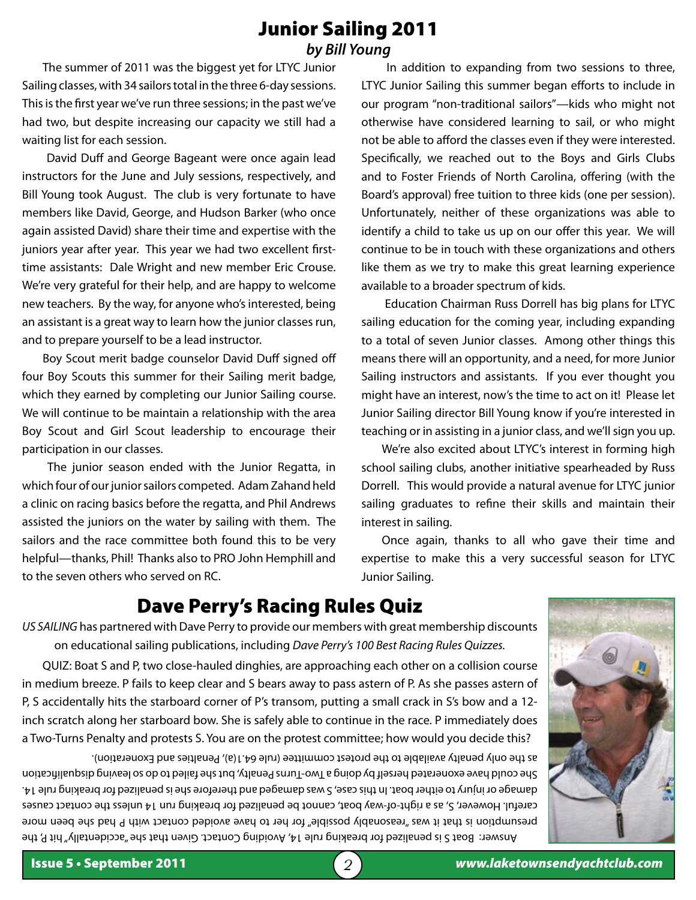# Junior Sailing 2011

***by Bill Young***

The summer of 2011 was the biggest yet for LTYC Junior Sailing classes, with 34 sailors total in the three 6-day sessions. This is the first year we've run three sessions; in the past we've had two, but despite increasing our capacity we still had a waiting list for each session.

David Duff and George Bageant were once again lead instructors for the June and July sessions, respectively, and Bill Young took August. The club is very fortunate to have members like David, George, and Hudson Barker (who once again assisted David) share their time and expertise with the juniors year after year. This year we had two excellent first-time assistants: Dale Wright and new member Eric Crouse. We're very grateful for their help, and are happy to welcome new teachers. By the way, for anyone who's interested, being an assistant is a great way to learn how the junior classes run, and to prepare yourself to be a lead instructor.

Boy Scout merit badge counselor David Duff signed off four Boy Scouts this summer for their Sailing merit badge, which they earned by completing our Junior Sailing course. We will continue to be maintain a relationship with the area Boy Scout and Girl Scout leadership to encourage their participation in our classes.

The junior season ended with the Junior Regatta, in which four of our junior sailors competed. Adam Zahand held a clinic on racing basics before the regatta, and Phil Andrews assisted the juniors on the water by sailing with them. The sailors and the race committee both found this to be very helpful—thanks, Phil! Thanks also to PRO John Hemphill and to the seven others who served on RC.

In addition to expanding from two sessions to three, LTYC Junior Sailing this summer began efforts to include in our program "non-traditional sailors"—kids who might not otherwise have considered learning to sail, or who might not be able to afford the classes even if they were interested. Specifically, we reached out to the Boys and Girls Clubs and to Foster Friends of North Carolina, offering (with the Board's approval) free tuition to three kids (one per session). Unfortunately, neither of these organizations was able to identify a child to take us up on our offer this year. We will continue to be in touch with these organizations and others like them as we try to make this great learning experience available to a broader spectrum of kids.

Education Chairman Russ Dorrell has big plans for LTYC sailing education for the coming year, including expanding to a total of seven Junior classes. Among other things this means there will an opportunity, and a need, for more Junior Sailing instructors and assistants. If you ever thought you might have an interest, now's the time to act on it! Please let Junior Sailing director Bill Young know if you're interested in teaching or in assisting in a junior class, and we'll sign you up.

We're also excited about LTYC's interest in forming high school sailing clubs, another initiative spearheaded by Russ Dorrell. This would provide a natural avenue for LTYC junior sailing graduates to refine their skills and maintain their interest in sailing.

Once again, thanks to all who gave their time and expertise to make this a very successful season for LTYC Junior Sailing.

# Dave Perry's Racing Rules Quiz

*US SAILING* has partnered with Dave Perry to provide our members with great membership discounts on educational sailing publications, including *Dave Perry's 100 Best Racing Rules Quizzes.*

QUIZ: Boat S and P, two close-hauled dinghies, are approaching each other on a collision course in medium breeze. P fails to keep clear and S bears away to pass astern of P. As she passes astern of P, S accidentally hits the starboard corner of P's transom, putting a small crack in S's bow and a 12-inch scratch along her starboard bow. She is safely able to continue in the race. P immediately does a Two-Turns Penalty and protests S. You are on the protest committee; how would you decide this?

Answer: Boat S is penalized for breaking rule 14, Avoiding Contact. Given that she "accidentally" hit P, the presumption is that it was "reasonably possible" for her to have avoided contact with P had she been more careful. However, S, as a right-of-way boat, cannot be penalized for breaking run 14 unless the contact causes damage or injury to either boat. In this case, S was damaged and therefore she is penalized for breaking rule 14. She could have exonerated herself by doing a Two-Turns Penalty, but she failed to do so leaving disqualification as the only penalty available to the protest committee (rule 64.1(a), Penalties and Exoneration).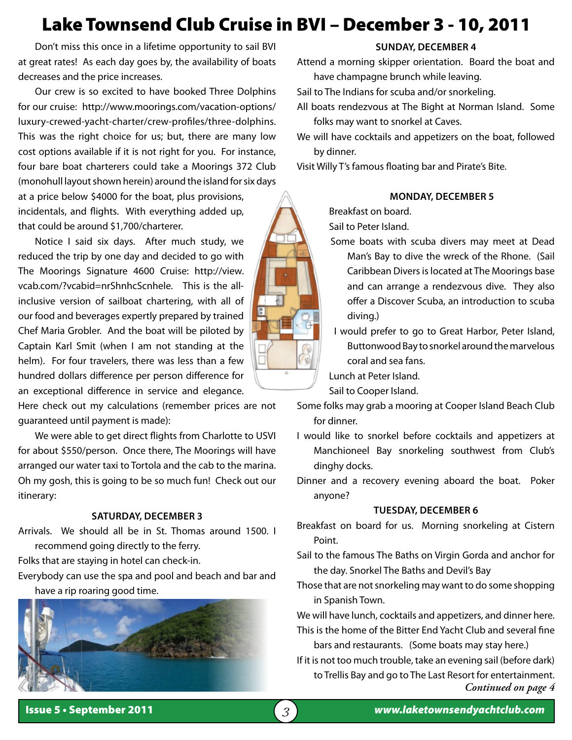# Lake Townsend Club Cruise in BVI – December 3 - 10, 2011

Don't miss this once in a lifetime opportunity to sail BVI at great rates! As each day goes by, the availability of boats decreases and the price increases.

Our crew is so excited to have booked Three Dolphins for our cruise: http://www.moorings.com/vacation-options/luxury-crewed-yacht-charter/crew-profiles/three-dolphins. This was the right choice for us; but, there are many low cost options available if it is not right for you. For instance, four bare boat charterers could take a Moorings 372 Club (monohull layout shown herein) around the island for six days at a price below $4000 for the boat, plus provisions, incidentals, and flights. With everything added up, that could be around $1,700/charterer.

Notice I said six days. After much study, we reduced the trip by one day and decided to go with The Moorings Signature 4600 Cruise: http://view.vcab.com/?vcabid=nrShnhcScnhele. This is the all-inclusive version of sailboat chartering, with all of our food and beverages expertly prepared by trained Chef Maria Grobler. And the boat will be piloted by Captain Karl Smit (when I am not standing at the helm). For four travelers, there was less than a few hundred dollars difference per person difference for an exceptional difference in service and elegance. Here check out my calculations (remember prices are not guaranteed until payment is made):

We were able to get direct flights from Charlotte to USVI for about $550/person. Once there, The Moorings will have arranged our water taxi to Tortola and the cab to the marina. Oh my gosh, this is going to be so much fun! Check out our itinerary:

**SATURDAY, DECEMBER 3**

Arrivals. We should all be in St. Thomas around 1500. I recommend going directly to the ferry.

Folks that are staying in hotel can check-in.

Everybody can use the spa and pool and beach and bar and have a rip roaring good time.

**SUNDAY, DECEMBER 4**

Attend a morning skipper orientation. Board the boat and have champagne brunch while leaving.

Sail to The Indians for scuba and/or snorkeling.

All boats rendezvous at The Bight at Norman Island. Some folks may want to snorkel at Caves.

We will have cocktails and appetizers on the boat, followed by dinner.

Visit Willy T's famous floating bar and Pirate's Bite.

**MONDAY, DECEMBER 5**

Breakfast on board.

Sail to Peter Island.

Some boats with scuba divers may meet at Dead Man's Bay to dive the wreck of the Rhone. (Sail Caribbean Divers is located at The Moorings base and can arrange a rendezvous dive. They also offer a Discover Scuba, an introduction to scuba diving.)

I would prefer to go to Great Harbor, Peter Island, Buttonwood Bay to snorkel around the marvelous coral and sea fans.

Lunch at Peter Island.

Sail to Cooper Island.

Some folks may grab a mooring at Cooper Island Beach Club for dinner.

I would like to snorkel before cocktails and appetizers at Manchioneel Bay snorkeling southwest from Club's dinghy docks.

Dinner and a recovery evening aboard the boat. Poker anyone?

**TUESDAY, DECEMBER 6**

Breakfast on board for us. Morning snorkeling at Cistern Point.

Sail to the famous The Baths on Virgin Gorda and anchor for the day. Snorkel The Baths and Devil's Bay

Those that are not snorkeling may want to do some shopping in Spanish Town.

We will have lunch, cocktails and appetizers, and dinner here.

This is the home of the Bitter End Yacht Club and several fine bars and restaurants. (Some boats may stay here.)

If it is not too much trouble, take an evening sail (before dark) to Trellis Bay and go to The Last Resort for entertainment.

*Continued on page 4*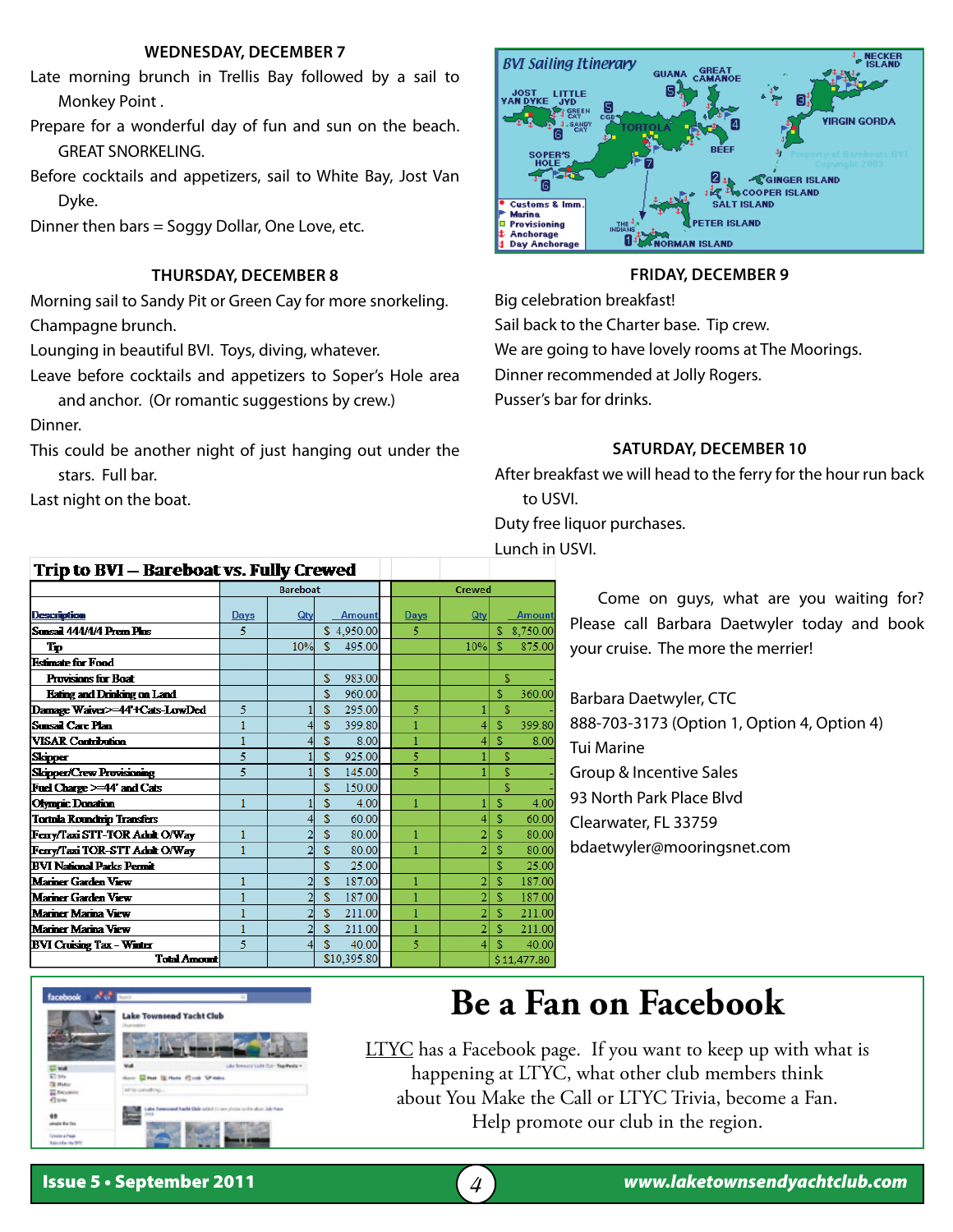**WEDNESDAY, DECEMBER 7**

Late morning brunch in Trellis Bay followed by a sail to Monkey Point .

Prepare for a wonderful day of fun and sun on the beach. GREAT SNORKELING.

Before cocktails and appetizers, sail to White Bay, Jost Van Dyke.

Dinner then bars = Soggy Dollar, One Love, etc.

**THURSDAY, DECEMBER 8**

Morning sail to Sandy Pit or Green Cay for more snorkeling.

Champagne brunch.

Lounging in beautiful BVI. Toys, diving, whatever.

Leave before cocktails and appetizers to Soper's Hole area and anchor. (Or romantic suggestions by crew.)

Dinner.

This could be another night of just hanging out under the stars. Full bar.

Last night on the boat.

**FRIDAY, DECEMBER 9**

Big celebration breakfast!

Sail back to the Charter base. Tip crew.

We are going to have lovely rooms at The Moorings.

Dinner recommended at Jolly Rogers.

Pusser's bar for drinks.

**SATURDAY, DECEMBER 10**

After breakfast we will head to the ferry for the hour run back to USVI.

Duty free liquor purchases.

Lunch in USVI.

**Trip to BVI – Bareboat vs. Fully Crewed**

| | Bareboat | | | Crewed | | |
|---|---|---|---|---|---|---|
| Description | Days | Qty | Amount | Days | Qty | Amount |
| Sunsail 444/4/4 Prem Plus | 5 | | $ 4,950.00 | 5 | | $ 8,750.00 |
| Tip | | 10% | $ 495.00 | | 10% | $ 875.00 |
| Estimate for Food | | | | | | |
| Provisions for Boat | | | $ 983.00 | | | $ - |
| Eating and Drinking on Land | | | $ 960.00 | | | $ 360.00 |
| Damage Waiver>=44'+Cats-LowDed | 5 | 1 | $ 295.00 | 5 | 1 | $ - |
| Sunsail Care Plan | 1 | 4 | $ 399.80 | 1 | 4 | $ 399.80 |
| VISAR Contribution | 1 | 4 | $ 8.00 | 1 | 4 | $ 8.00 |
| Skipper | 5 | 1 | $ 925.00 | 5 | 1 | $ - |
| Skipper/Crew Provisioning | 5 | 1 | $ 145.00 | 5 | 1 | $ - |
| Fuel Charge >=44' and Cats | | | $ 150.00 | | | $ - |
| Olympic Donation | 1 | 1 | $ 4.00 | 1 | 1 | $ 4.00 |
| Tortola Roundtrip Transfers | | 4 | $ 60.00 | | 4 | $ 60.00 |
| Ferry/Taxi STT-TOR Adult O/Way | 1 | 2 | $ 80.00 | 1 | 2 | $ 80.00 |
| Ferry/Taxi TOR-STT Adult O/Way | 1 | 2 | $ 80.00 | 1 | 2 | $ 80.00 |
| BVI National Parks Permit | | | $ 25.00 | | | $ 25.00 |
| Mariner Garden View | 1 | 2 | $ 187.00 | 1 | 2 | $ 187.00 |
| Mariner Garden View | 1 | 2 | $ 187.00 | 1 | 2 | $ 187.00 |
| Mariner Marina View | 1 | 2 | $ 211.00 | 1 | 2 | $ 211.00 |
| Mariner Marina View | 1 | 2 | $ 211.00 | 1 | 2 | $ 211.00 |
| BVI Cruising Tax - Winter | 5 | 4 | $ 40.00 | 5 | 4 | $ 40.00 |
| Total Amount | | | $10,395.80 | | | $11,477.80 |

Come on guys, what are you waiting for? Please call Barbara Daetwyler today and book your cruise. The more the merrier!

Barbara Daetwyler, CTC
888-703-3173 (Option 1, Option 4, Option 4)
Tui Marine
Group & Incentive Sales
93 North Park Place Blvd
Clearwater, FL 33759
bdaetwyler@mooringsnet.com

# Be a Fan on Facebook

LTYC has a Facebook page. If you want to keep up with what is happening at LTYC, what other club members think about You Make the Call or LTYC Trivia, become a Fan. Help promote our club in the region.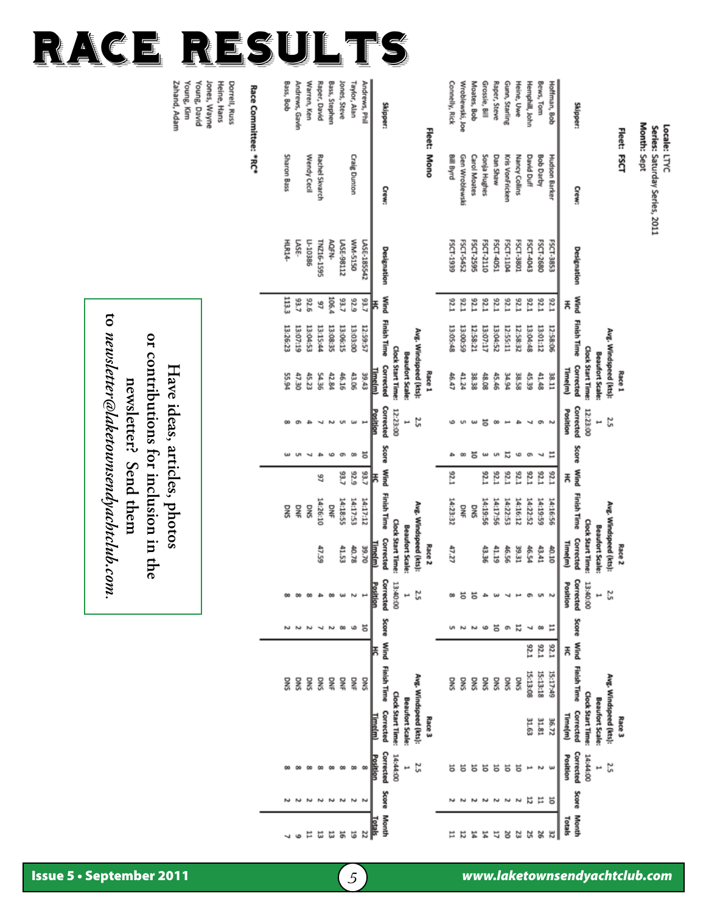# RACE RESULTS

Locale: LTYC
Series: Saturday Series, 2011
Month: Sept

## Fleet: FSCT

| Skipper: | Crew: | Designation | Race 1 Wind HC | Race 1 Finish Time | Race 1 Corrected Time(m) | Race 1 Corrected Position | Race 1 Score | Race 2 Wind HC | Race 2 Finish Time | Race 2 Corrected Time(m) | Race 2 Corrected Position | Race 2 Score | Race 3 Wind HC | Race 3 Finish Time | Race 3 Corrected Time(m) | Race 3 Corrected Position | Race 3 Score | Month Totals |
|---|---|---|---|---|---|---|---|---|---|---|---|---|---|---|---|---|---|---|
| | | | Avg. Windspeed (kts): 2.5; Beaufort Scale: 1; Clock Start Time: 12:23:00 | | | | | Avg. Windspeed (kts): 2.5; Beaufort Scale: 1; Clock Start Time: 13:40:00 | | | | | Avg. Windspeed (kts): 2.5; Beaufort Scale: 1; Clock Start Time: 14:44:00 | | | | | |
| Hoffman, Bob | Hudson Barker | FSCT-3853 | 92.1 | 12:58:06 | 38.11 | 2 | 11 | 92.1 | 14:16:56 | 40.10 | 2 | 11 | 92.1 | 15:17:49 | 36.72 | 3 | 10 | 32 |
| Bews, Tom | Bob Darby | FSCT-2680 | 92.1 | 13:01:12 | 41.48 | 6 | 7 | 92.1 | 14:19:59 | 43.41 | 5 | 8 | 92.1 | 15:13:18 | 31.81 | 2 | 11 | 26 |
| Hemphill, John | David Duff | FSCT-4043 | 92.1 | 13:04:48 | 45.39 | 7 | 6 | 92.1 | 14:22:52 | 46.54 | 6 | 7 | 92.1 | 15:13:08 | 31.63 | 1 | 12 | 25 |
| Heine, Uwe | Nancy Collins | FSCT-3801 | 92.1 | 12:58:32 | 38.58 | 4 | 9 | 92.1 | 14:16:12 | 39.31 | 1 | 12 | | DNS | | 10 | 2 | 23 |
| Gunn, Starling | Kris VonFricken | FSCT-1104 | 92.1 | 12:55:11 | 34.94 | 1 | 12 | 92.1 | 14:22:53 | 46.56 | 7 | 6 | | DNS | | 10 | 2 | 20 |
| Raper, Steve | Dan Shaw | FSCT-4051 | 92.1 | 13:04:52 | 45.46 | 8 | 5 | 92.1 | 14:17:56 | 41.19 | 3 | 10 | | DNS | | 10 | 2 | 17 |
| Grossie, Bill | Sonja Hughes | FSCT-2110 | 92.1 | 13:07:17 | 48.08 | 10 | 3 | 92.1 | 14:19:56 | 43.36 | 4 | 9 | | DNS | | 10 | 2 | 14 |
| Moates, Bob | Carol Moates | FSCT-2595 | 92.1 | 12:58:21 | 38.38 | 3 | 10 | | DNS | | 10 | 2 | | DNS | | 10 | 2 | 14 |
| Wroblewski, Joe | Gen Wroblewski | FSCT-5452 | 92.1 | 13:00:59 | 41.24 | 5 | 8 | | DNF | | 10 | 2 | | DNS | | 10 | 2 | 12 |
| Connelly, Rick | Bill Byrd | FSCT-1939 | 92.1 | 13:05:48 | 46.47 | 9 | 4 | 92.1 | 14:23:32 | 47.27 | 8 | 5 | | DNS | | 10 | 2 | 11 |

## Fleet: Mono

| Skipper: | Crew: | Designation | Race 1 Wind HC | Race 1 Finish Time | Race 1 Corrected Time(m) | Race 1 Corrected Position | Race 1 Score | Race 2 Wind HC | Race 2 Finish Time | Race 2 Corrected Time(m) | Race 2 Corrected Position | Race 2 Score | Race 3 Wind HC | Race 3 Finish Time | Race 3 Corrected Time(m) | Race 3 Corrected Position | Race 3 Score | Month Totals |
|---|---|---|---|---|---|---|---|---|---|---|---|---|---|---|---|---|---|---|
| | | | Avg. Windspeed (kts): 2.5; Beaufort Scale: 1; Clock Start Time: 12:23:00 | | | | | Avg. Windspeed (kts): 2.5; Beaufort Scale: 1; Clock Start Time: 13:40:00 | | | | | Avg. Windspeed (kts): 2.5; Beaufort Scale: 1; Clock Start Time: 14:44:00 | | | | | |
| Andrews, Phil | | LASE-185542 | 93.7 | 12:59:57 | 39.43 | 1 | 10 | 93.7 | 14:17:12 | 39.70 | 1 | 10 | | DNS | | 8 | 2 | 22 |
| Taylor, Alan | Craig Dunton | WM-5150 | 92.9 | 13:03:00 | 43.06 | 3 | 8 | 92.9 | 14:17:53 | 40.78 | 2 | 9 | | DNF | | 8 | 2 | 19 |
| Jones, Steve | | LASE-98112 | 93.7 | 13:06:15 | 46.16 | 5 | 6 | 93.7 | 14:18:55 | 41.53 | 3 | 8 | | DNF | | 8 | 2 | 16 |
| Bass, Stephen | | AQFN- | 106.4 | 13:08:35 | 42.84 | 2 | 9 | | DNF | | 8 | 2 | | DNF | | 8 | 2 | 13 |
| Raper, David | Rachel Skvarch | TNZ16-1595 | 97 | 13:15:44 | 54.36 | 7 | 4 | 97 | 14:26:10 | 47.59 | 4 | 7 | | DNS | | 8 | 2 | 13 |
| Warren, Ken | Wendy Cecil | LI-10386 | 92.6 | 13:04:53 | 45.23 | 4 | 7 | | DNS | | 8 | 2 | | DNS | | 8 | 2 | 11 |
| Andrews, Gavin | | LASE- | 93.7 | 13:07:19 | 47.30 | 6 | 5 | | DNF | | 8 | 2 | | DNS | | 8 | 2 | 9 |
| Bass, Bob | Sharon Bass | HLR14- | 113.3 | 13:26:23 | 55.94 | 8 | 3 | | DNS | | 8 | 2 | | DNS | | 8 | 2 | 7 |

### Race Committee: *RC*

Dorrell, Russ
Heine, Hans
Jones, Wayne
Young, David
Young, Kim
Zahand, Adam

Have ideas, articles, photos or contributions for inclusion in the newsletter? Send them to *newsletter@laketownsendyachtclub.com*.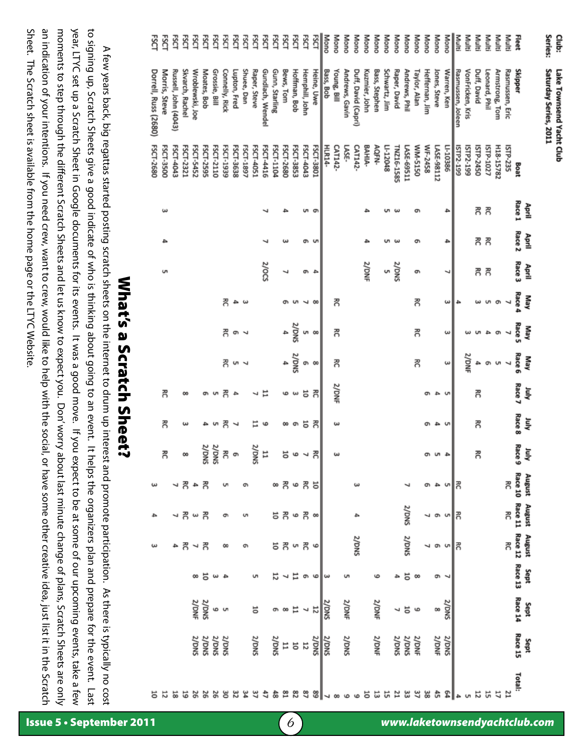**Club:** Lake Townsend Yacht Club
**Series:** Saturday Series, 2011

| Fleet | Skipper | Boat | April Race 1 | April Race 2 | April Race 3 | May Race 4 | May Race 5 | May Race 6 | July Race 7 | July Race 8 | July Race 9 | August Race 10 | August Race 11 | August Race 12 | Sept Race 13 | Sept Race 14 | Sept Race 15 | Total: |
|---|---|---|---|---|---|---|---|---|---|---|---|---|---|---|---|---|---|---|
| Multi | Rasmussen, Eric | ISTP-235 | | | | 7 | 7 | 7 | | | | RC | RC | RC | | | | 21 |
| Multi | Armstrong, Tom | H18-15782 | | | | 6 | 6 | 5 | | | | | | | | | | 17 |
| Multi | Leonard, Phil | ISTP-1027 | RC | RC | RC | 5 | 4 | 6 | | | | | | | | | | 15 |
| Multi | Duff, David | ISTP-2450 | RC | RC | RC | 3 | 5 | 4 | RC | RC | RC | | | | | | | 12 |
| Multi | VonFricken, Kris | ISTP2-199 | | | | | 3 | 2/DNF | | | | | | | | | | 5 |
| Multi | Rasmussen, Joleen | ISTP2-199 | | | | 4 | | | | | | RC | RC | RC | | | | 4 |
| Mono | Warren, Ken | LI-10386 | 4 | 4 | 7 | 3 | 3 | 3 | 5 | 5 | 4 | 5 | 5 | 5 | 7 | 2/DNS | 2/DNS | 64 |
| Mono | Jones, Steve | LASE-98112 | | | | | | | 4 | 4 | 5 | 4 | 6 | 6 | 6 | 8 | 2/DNF | 45 |
| Mono | Heffernan, Jim | WF-2458 | | | | | | | 6 | 6 | 6 | 6 | 7 | 7 | | | | 38 |
| Mono | Taylor, Alan | WM-5150 | 6 | 6 | 6 | RC | RC | RC | | | | | | | 8 | 9 | 2/DNF | 37 |
| Mono | Andrews, Phil | LASE-69511 | | | | | | | | | | 7 | 2/DNS | 2/DNS | 10 | 10 | 2/DNS | 33 |
| Mono | Raper, David | TNZ16-1585 | 3 | 3 | 2/DNS | | | | | | | | | | 4 | 7 | 2/DNS | 21 |
| Mono | Schwartz, Jim | LI-12048 | 5 | 5 | 5 | | | | | | | | | | | | | 15 |
| Mono | Bass, Stephen | AQFN- | | | | | | | | | | | | | 9 | 2/DNF | 2/DNF | 13 |
| Mono | Kuzmier, John | BAHIA- | 4 | 4 | 2/DNF | | | | | | | | | | | | | 10 |
| Mono | Duff, David (Capri) | CAT142- | | | | | | | | | | 3 | 4 | 2/DNS | | | | 9 |
| Mono | Andrews, Gavin | LASE- | | | | | | | | | | | | | 5 | 2/DNF | 2/DNS | 9 |
| Mono | Young, Bill | CAT142- | | | | RC | RC | RC | 2/DNF | 3 | 3 | | | | | | | 8 |
| Mono | Bass, Bob | HLR14- | | | | | | | | | | | | | 3 | 2/DNS | 2/DNS | 7 |
| FSCT | Heine, Uwe | FSCT-3801 | 6 | 5 | 4 | 8 | 8 | 8 | RC | RC | RC | 10 | 8 | 9 | 9 | 12 | 2/DNS | 89 |
| FSCT | Hemphill, John | FSCT-4043 | 5 | 6 | 6 | 7 | 5 | 6 | 10 | 10 | 7 | RC | RC | RC | 6 | 7 | 12 | 87 |
| FSCT | Hoffman, Bob | FSCT-3853 | | | | 5 | 2/DNS | 2/DNS | 3 | 6 | 9 | 9 | 9 | 5 | 11 | 11 | 10 | 82 |
| FSCT | Bews, Tom | FSCT-2680 | 4 | 3 | 7 | 6 | 4 | 4 | 9 | 8 | 10 | RC | RC | RC | 7 | 8 | 11 | 81 |
| FSCT | Gunn, Starling | FSCT-1104 | | | | | | | | | | 8 | 10 | 10 | 12 | 6 | 2/DNS | 48 |
| FSCT | Gundlach, Wendel | FSCT-4416 | 7 | 7 | 2/OCS | | | | 11 | 9 | 11 | | | | | | | 47 |
| FSCT | Raper, Steve | FSCT-4051 | | | | | | | 7 | 11 | 2/DNS | | | | 5 | 10 | 2/DNS | 37 |
| FSCT | Shuee, Dan | FSCT-1897 | | | | 3 | 7 | 7 | | | | 6 | 5 | 6 | | | | 34 |
| FSCT | Lupton, Fred | FSCT-3638 | | | | 4 | 6 | 5 | 4 | 7 | 6 | | | | | | | 32 |
| FSCT | Connelly, Rick | FSCT-1939 | | | | RC | RC | RC | RC | RC | RC | 5 | 6 | 8 | 4 | 5 | 2/DNS | 30 |
| FSCT | Grossie, Bill | FSCT-2110 | | | | | | | 5 | 5 | 2/DNS | | | | 3 | 9 | 2/DNS | 26 |
| FSCT | Moates, Bob | FSCT-2595 | | | | | | | 6 | 4 | 2/DNS | RC | RC | RC | 10 | 2/DNS | 2/DNS | 26 |
| FSCT | Wroblewski, Joe | FSCT-5452 | | | | | | | | | | 4 | 3 | 7 | 8 | 2/DNF | 2/DNS | 26 |
| FSCT | Skvarch, Rachel | FSCT-2321 | | | | | | | 8 | 3 | 8 | RC | RC | RC | | | | 19 |
| FSCT | Russell, John (4043) | FSCT-4043 | | | | | | | | | | 7 | 7 | 4 | | | | 18 |
| FSCT | Morris, Steve | FSCT-3500 | 3 | 4 | 5 | | | | RC | RC | RC | | | | | | | 12 |
| FSCT | Dorrell, Russ (2680) | FSCT-2680 | | | | | | | | | | 3 | 4 | 3 | | | | 10 |

# What's a Scratch Sheet?

A few years back, big regattas started posting scratch sheets on the internet to drum up interest and promote participation. As there is typically no cost to signing up, Scratch Sheets give a good indicate of who is thinking about going to an event. It helps the organizers plan and prepare for the event. Last year, LTYC set up a Scratch Sheet in Google documents for its events. It was a good move. If you expect to be at some of our upcoming events, take a few moments to step through the different Scratch Sheets and let us know to expect you. Don't worry about last minute change of plans, Scratch Sheets are only an indication of your intentions. If you need crew, want to crew, would like to help with the social, or have some other creative idea, just list it in the Scratch Sheet. The Scratch sheet is available from the home page or the LTYC Website.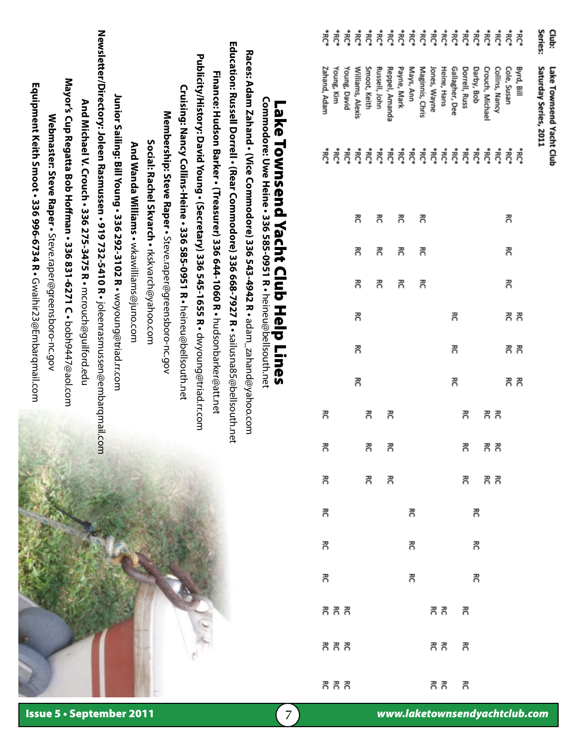**Club:** Lake Townsend Yacht Club
**Series:** Saturday Series, 2011

| | Name | | | | | | | | | | | | | | | | |
|---|---|---|---|---|---|---|---|---|---|---|---|---|---|---|---|---|---|
| *RC* | Byrd, Bill | *RC* | | | | RC | RC | RC | | | | | | | | | |
| *RC* | Cole, Susan | *RC* | | | | RC | RC | RC | | | | | | | | | |
| *RC* | Collins, Nancy | *RC* | RC | RC | RC | | | | RC | RC | RC | | | | | | |
| *RC* | Crouch, Michael | *RC* | | | | | | | RC | RC | RC | | | | | | |
| *RC* | Darby, Bob | *RC* | | | | | | | | | | RC | RC | RC | | | |
| *RC* | Dorrell, Russ | *RC* | | | | | | | RC | RC | RC | | | | RC | RC | RC |
| *RC* | Gallagher, Dee | *RC* | | | | RC | RC | RC | | | | | | | | | |
| *RC* | Heine, Hans | *RC* | | | | | | | | | | | | | RC | RC | RC |
| *RC* | Jones, Wayne | *RC* | | | | | | | | | | | | | RC | RC | RC |
| *RC* | Maginnis, Chris | *RC* | RC | RC | RC | | | | | | | | | | | | |
| *RC* | Mays, Ann | *RC* | | | | | | | | | | RC | RC | RC | | | |
| *RC* | Payne, Mark | *RC* | RC | RC | RC | | | | | | | | | | | | |
| *RC* | Reppel, Amanda | *RC* | | | | | | | RC | RC | RC | | | | | | |
| *RC* | Russell, John | *RC* | RC | RC | RC | | | | | | | | | | | | |
| *RC* | Smoot, Keith | *RC* | | | | | | | RC | RC | RC | | | | | | |
| *RC* | Williams, Alexis | *RC* | RC | RC | RC | RC | RC | RC | | | | | | | | | |
| *RC* | Young, David | *RC* | | | | | | | | | | | | | RC | RC | RC |
| *RC* | Young, Kim | *RC* | | | | | | | | | | | | | RC | RC | RC |
| *RC* | Zahand, Adam | *RC* | | | | | | | RC | RC | RC | RC | RC | RC | RC | RC | RC |

# Lake Townsend Yacht Club Help Lines

**Commodore: Uwe Heine • 336 585-0951 R •** heineu@bellsouth.net

**Races: Adam Zahand • (Vice Commodore) 336 543-4942 R •** adam_zahand@yahoo.com

**Education: Russell Dorrell • (Rear Commodore) 336 668-7927 R •** sailusna85@bellsouth.net

**Finance: Hudson Barker • (Treasurer) 336 644-1060 R •** hudsonbarker@att.net

**Publicity/History: David Young • (Secretary) 336 545-1655 R •** dwyoung@triad.rr.com

**Cruising: Nancy Collins-Heine • 336 585-0951 R •** heineu@bellsouth.net

**Membership: Steve Raper •** Steve.raper@greensboro-nc.gov

**Social: Rachel Skvarch •** rkskvarch@yahoo.com

**And Wanda Williams •** wkawilliams@juno.com

**Junior Sailing: Bill Young • 336 292-3102 R •** woyoung@triad.rr.com

**Newsletter/Directory: Joleen Rasmussen • 919 732-5410 R •** joleenrasmussen@embarqmail.com

**And Michael V. Crouch • 336 275-3475 R •** mcrouch@guilford.edu

**Mayor's Cup Regatta Bob Hoffman • 336 831-6271 C •** bobh947@aol.com

**Webmaster: Steve Raper •** Steve.raper@greensboro-nc.gov

**Equipment Keith Smoot • 336 996-6734 R •** Gwalhir23@Embarqmail.com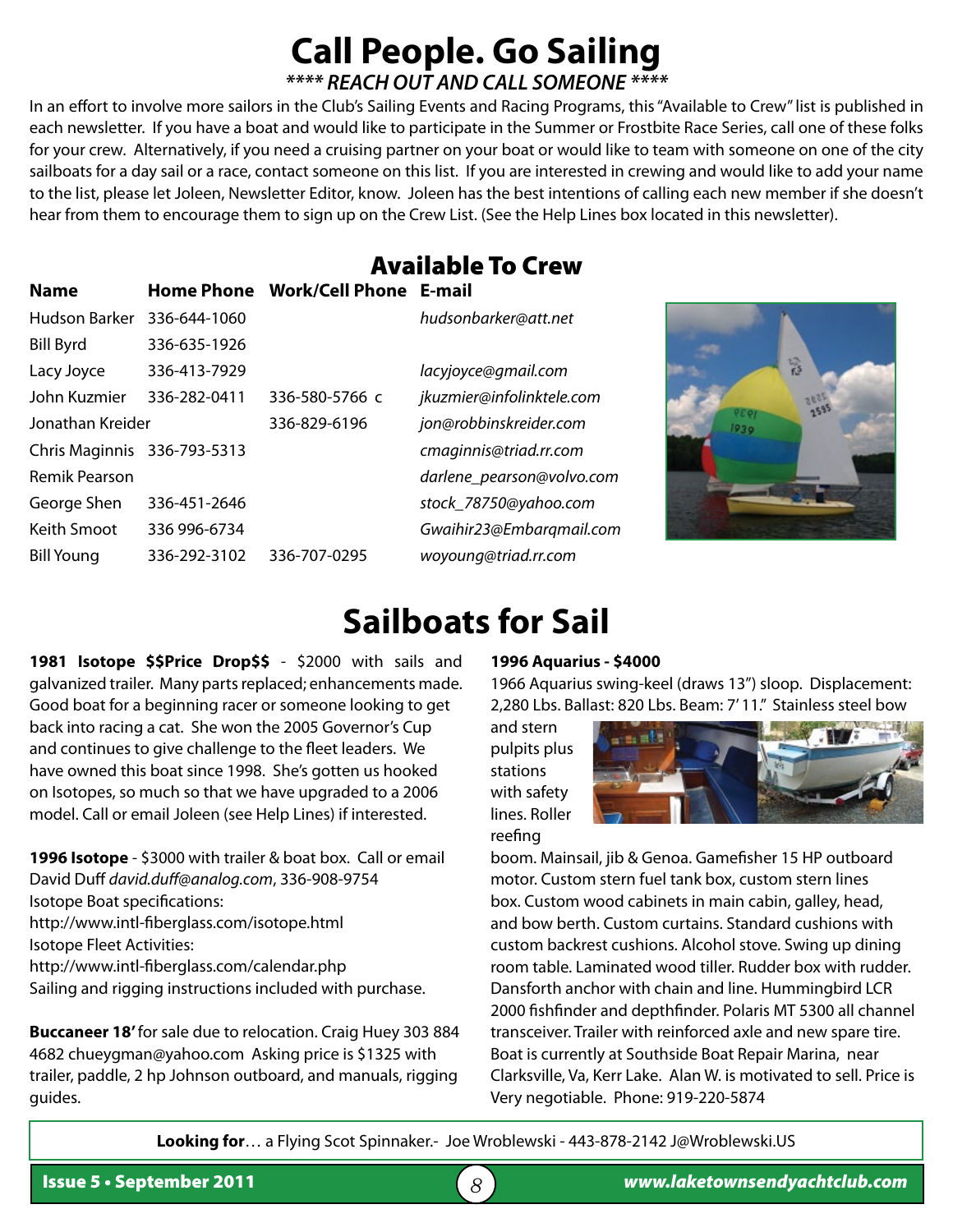# Call People. Go Sailing

***\*\*\*\* REACH OUT AND CALL SOMEONE \*\*\*\****

In an effort to involve more sailors in the Club's Sailing Events and Racing Programs, this "Available to Crew" list is published in each newsletter. If you have a boat and would like to participate in the Summer or Frostbite Race Series, call one of these folks for your crew. Alternatively, if you need a cruising partner on your boat or would like to team with someone on one of the city sailboats for a day sail or a race, contact someone on this list. If you are interested in crewing and would like to add your name to the list, please let Joleen, Newsletter Editor, know. Joleen has the best intentions of calling each new member if she doesn't hear from them to encourage them to sign up on the Crew List. (See the Help Lines box located in this newsletter).

## Available To Crew

| Name | Home Phone | Work/Cell Phone | E-mail |
|---|---|---|---|
| Hudson Barker | 336-644-1060 | | *hudsonbarker@att.net* |
| Bill Byrd | 336-635-1926 | | |
| Lacy Joyce | 336-413-7929 | | *lacyjoyce@gmail.com* |
| John Kuzmier | 336-282-0411 | 336-580-5766 c | *jkuzmier@infolinktele.com* |
| Jonathan Kreider | | 336-829-6196 | *jon@robbinskreider.com* |
| Chris Maginnis | 336-793-5313 | | *cmaginnis@triad.rr.com* |
| Remik Pearson | | | *darlene_pearson@volvo.com* |
| George Shen | 336-451-2646 | | *stock_78750@yahoo.com* |
| Keith Smoot | 336 996-6734 | | *Gwaihir23@Embarqmail.com* |
| Bill Young | 336-292-3102 | 336-707-0295 | *woyoung@triad.rr.com* |

# Sailboats for Sail

**1981 Isotope $$Price Drop$$** - $2000 with sails and galvanized trailer. Many parts replaced; enhancements made. Good boat for a beginning racer or someone looking to get back into racing a cat. She won the 2005 Governor's Cup and continues to give challenge to the fleet leaders. We have owned this boat since 1998. She's gotten us hooked on Isotopes, so much so that we have upgraded to a 2006 model. Call or email Joleen (see Help Lines) if interested.

**1996 Isotope** - $3000 with trailer & boat box. Call or email David Duff *david.duff@analog.com*, 336-908-9754
Isotope Boat specifications:
http://www.intl-fiberglass.com/isotope.html
Isotope Fleet Activities:
http://www.intl-fiberglass.com/calendar.php
Sailing and rigging instructions included with purchase.

**Buccaneer 18'** for sale due to relocation. Craig Huey 303 884 4682 chueygman@yahoo.com Asking price is $1325 with trailer, paddle, 2 hp Johnson outboard, and manuals, rigging guides.

**1996 Aquarius - $4000**
1966 Aquarius swing-keel (draws 13") sloop. Displacement: 2,280 Lbs. Ballast: 820 Lbs. Beam: 7' 11." Stainless steel bow and stern pulpits plus stations with safety lines. Roller reefing boom. Mainsail, jib & Genoa. Gamefisher 15 HP outboard motor. Custom stern fuel tank box, custom stern lines box. Custom wood cabinets in main cabin, galley, head, and bow berth. Custom curtains. Standard cushions with custom backrest cushions. Alcohol stove. Swing up dining room table. Laminated wood tiller. Rudder box with rudder. Dansforth anchor with chain and line. Hummingbird LCR 2000 fishfinder and depthfinder. Polaris MT 5300 all channel transceiver. Trailer with reinforced axle and new spare tire. Boat is currently at Southside Boat Repair Marina, near Clarksville, Va, Kerr Lake. Alan W. is motivated to sell. Price is Very negotiable. Phone: 919-220-5874

**Looking for**… a Flying Scot Spinnaker.- Joe Wroblewski - 443-878-2142 J@Wroblewski.US